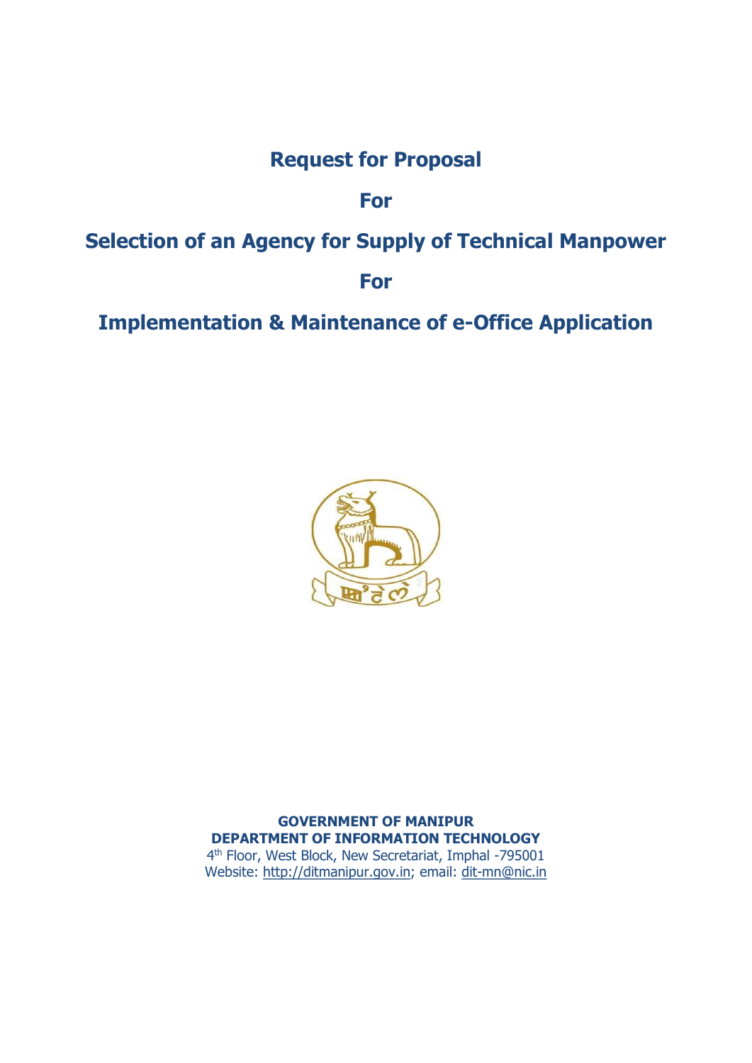# Request for Proposal

# For

# Selection of an Agency for Supply of Technical Manpower

# For

# Implementation & Maintenance of e-Office Application

**GOVERNMENT OF MANIPUR**
**DEPARTMENT OF INFORMATION TECHNOLOGY**
4th Floor, West Block, New Secretariat, Imphal -795001
Website: http://ditmanipur.gov.in; email: dit-mn@nic.in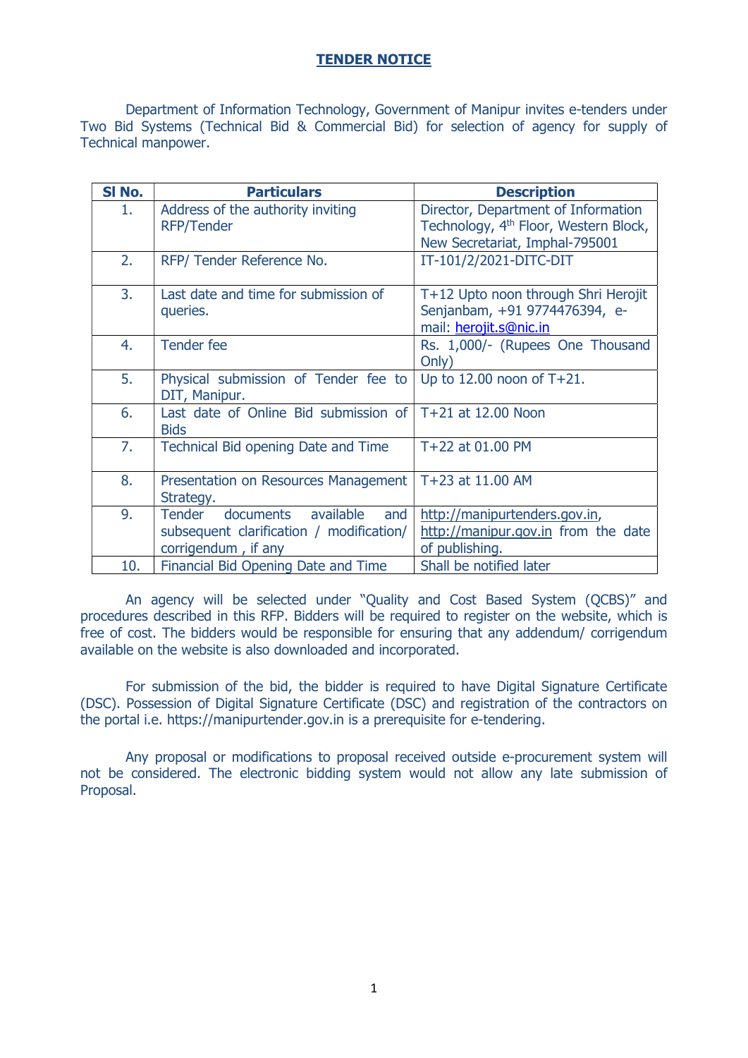# TENDER NOTICE

Department of Information Technology, Government of Manipur invites e-tenders under Two Bid Systems (Technical Bid & Commercial Bid) for selection of agency for supply of Technical manpower.

| Sl No. | Particulars | Description |
|---|---|---|
| 1. | Address of the authority inviting RFP/Tender | Director, Department of Information Technology, 4th Floor, Western Block, New Secretariat, Imphal-795001 |
| 2. | RFP/ Tender Reference No. | IT-101/2/2021-DITC-DIT |
| 3. | Last date and time for submission of queries. | T+12 Upto noon through Shri Herojit Senjanbam, +91 9774476394, e-mail: herojit.s@nic.in |
| 4. | Tender fee | Rs. 1,000/- (Rupees One Thousand Only) |
| 5. | Physical submission of Tender fee to DIT, Manipur. | Up to 12.00 noon of T+21. |
| 6. | Last date of Online Bid submission of Bids | T+21 at 12.00 Noon |
| 7. | Technical Bid opening Date and Time | T+22 at 01.00 PM |
| 8. | Presentation on Resources Management Strategy. | T+23 at 11.00 AM |
| 9. | Tender documents available and subsequent clarification / modification/ corrigendum , if any | http://manipurtenders.gov.in, http://manipur.gov.in from the date of publishing. |
| 10. | Financial Bid Opening Date and Time | Shall be notified later |

An agency will be selected under "Quality and Cost Based System (QCBS)" and procedures described in this RFP. Bidders will be required to register on the website, which is free of cost. The bidders would be responsible for ensuring that any addendum/ corrigendum available on the website is also downloaded and incorporated.

For submission of the bid, the bidder is required to have Digital Signature Certificate (DSC). Possession of Digital Signature Certificate (DSC) and registration of the contractors on the portal i.e. https://manipurtender.gov.in is a prerequisite for e-tendering.

Any proposal or modifications to proposal received outside e-procurement system will not be considered. The electronic bidding system would not allow any late submission of Proposal.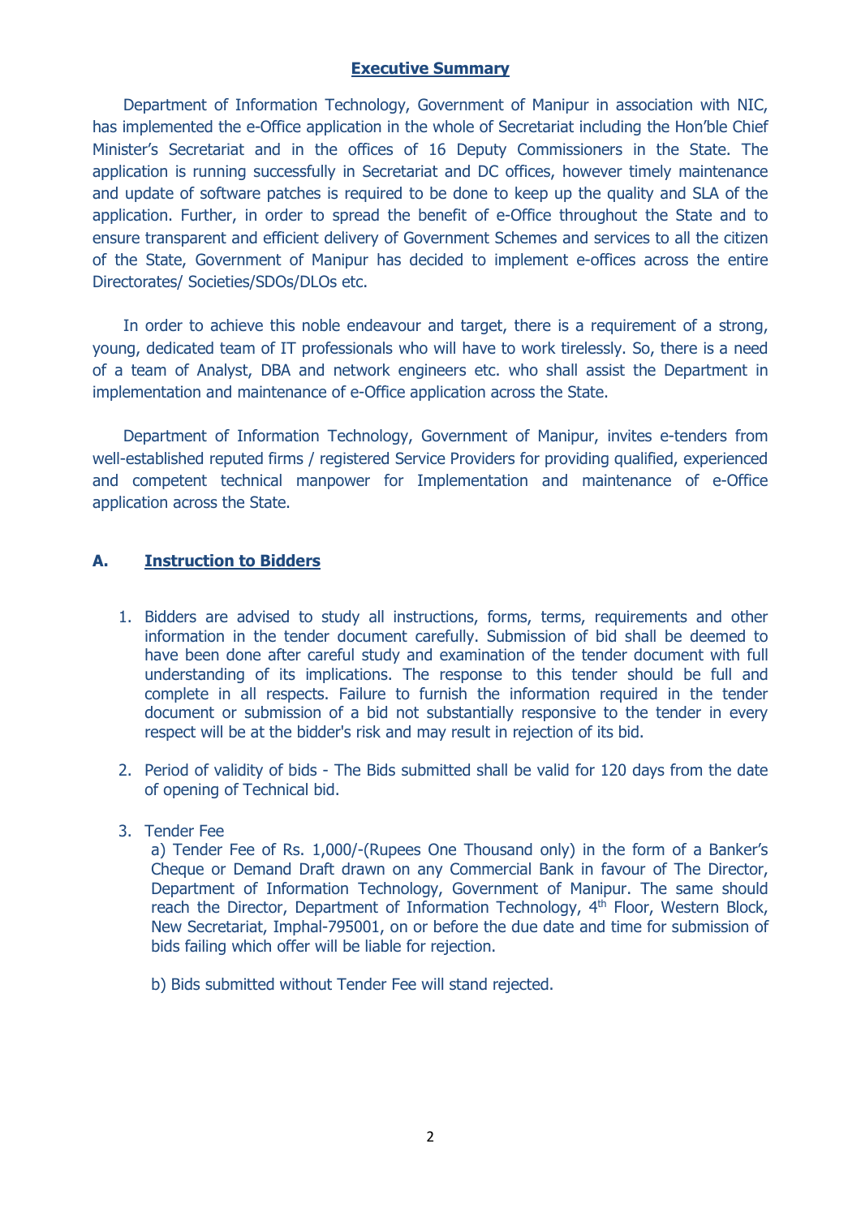## Executive Summary

Department of Information Technology, Government of Manipur in association with NIC, has implemented the e-Office application in the whole of Secretariat including the Hon'ble Chief Minister's Secretariat and in the offices of 16 Deputy Commissioners in the State. The application is running successfully in Secretariat and DC offices, however timely maintenance and update of software patches is required to be done to keep up the quality and SLA of the application. Further, in order to spread the benefit of e-Office throughout the State and to ensure transparent and efficient delivery of Government Schemes and services to all the citizen of the State, Government of Manipur has decided to implement e-offices across the entire Directorates/ Societies/SDOs/DLOs etc.

In order to achieve this noble endeavour and target, there is a requirement of a strong, young, dedicated team of IT professionals who will have to work tirelessly. So, there is a need of a team of Analyst, DBA and network engineers etc. who shall assist the Department in implementation and maintenance of e-Office application across the State.

Department of Information Technology, Government of Manipur, invites e-tenders from well-established reputed firms / registered Service Providers for providing qualified, experienced and competent technical manpower for Implementation and maintenance of e-Office application across the State.

## A. Instruction to Bidders

1. Bidders are advised to study all instructions, forms, terms, requirements and other information in the tender document carefully. Submission of bid shall be deemed to have been done after careful study and examination of the tender document with full understanding of its implications. The response to this tender should be full and complete in all respects. Failure to furnish the information required in the tender document or submission of a bid not substantially responsive to the tender in every respect will be at the bidder's risk and may result in rejection of its bid.

2. Period of validity of bids - The Bids submitted shall be valid for 120 days from the date of opening of Technical bid.

3. Tender Fee

   a) Tender Fee of Rs. 1,000/-(Rupees One Thousand only) in the form of a Banker's Cheque or Demand Draft drawn on any Commercial Bank in favour of The Director, Department of Information Technology, Government of Manipur. The same should reach the Director, Department of Information Technology, 4th Floor, Western Block, New Secretariat, Imphal-795001, on or before the due date and time for submission of bids failing which offer will be liable for rejection.

   b) Bids submitted without Tender Fee will stand rejected.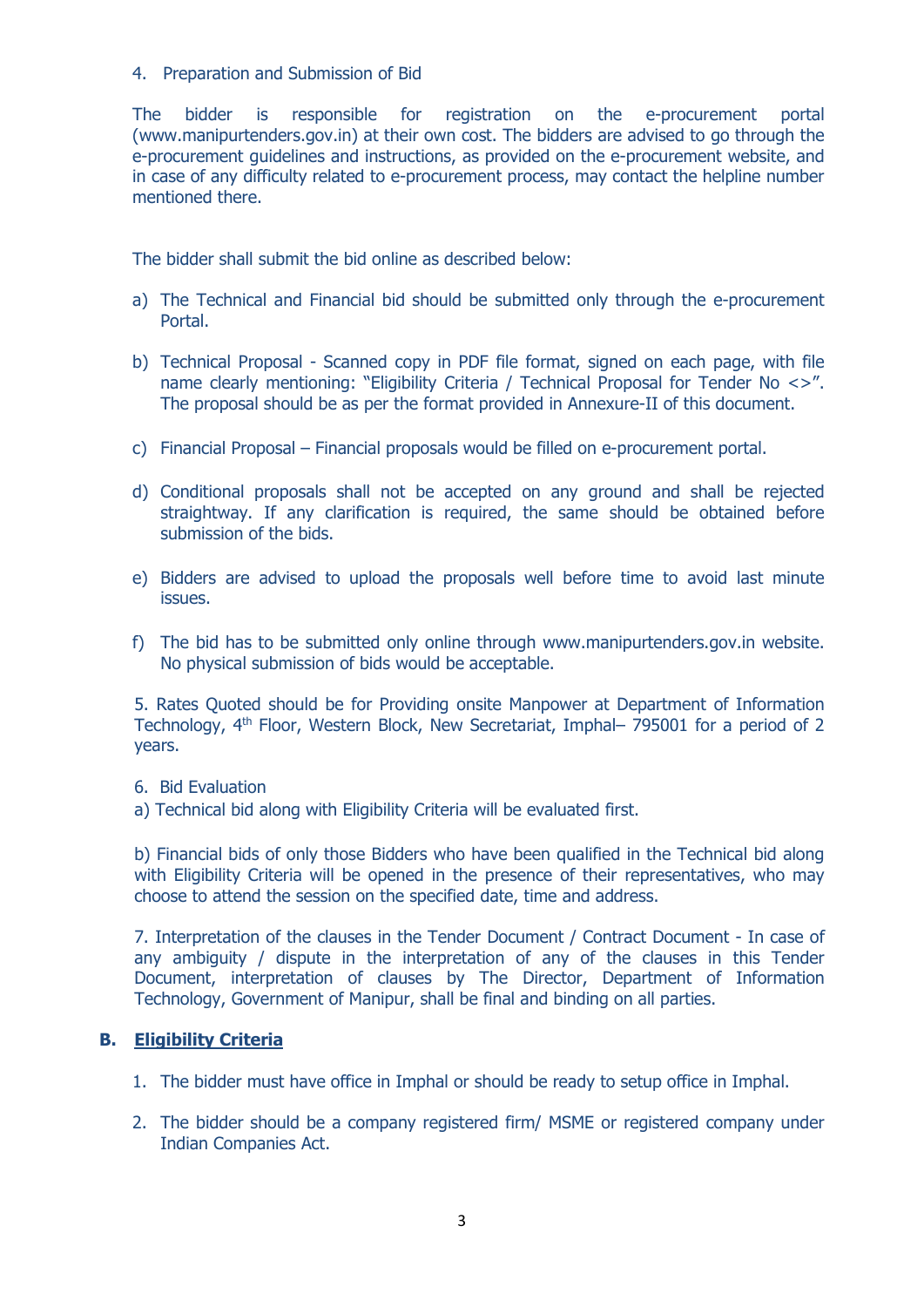4. Preparation and Submission of Bid

The bidder is responsible for registration on the e-procurement portal (www.manipurtenders.gov.in) at their own cost. The bidders are advised to go through the e-procurement guidelines and instructions, as provided on the e-procurement website, and in case of any difficulty related to e-procurement process, may contact the helpline number mentioned there.

The bidder shall submit the bid online as described below:

a) The Technical and Financial bid should be submitted only through the e-procurement Portal.

b) Technical Proposal - Scanned copy in PDF file format, signed on each page, with file name clearly mentioning: "Eligibility Criteria / Technical Proposal for Tender No <>". The proposal should be as per the format provided in Annexure-II of this document.

c) Financial Proposal – Financial proposals would be filled on e-procurement portal.

d) Conditional proposals shall not be accepted on any ground and shall be rejected straightway. If any clarification is required, the same should be obtained before submission of the bids.

e) Bidders are advised to upload the proposals well before time to avoid last minute issues.

f) The bid has to be submitted only online through www.manipurtenders.gov.in website. No physical submission of bids would be acceptable.

5. Rates Quoted should be for Providing onsite Manpower at Department of Information Technology, 4th Floor, Western Block, New Secretariat, Imphal– 795001 for a period of 2 years.

6. Bid Evaluation

a) Technical bid along with Eligibility Criteria will be evaluated first.

b) Financial bids of only those Bidders who have been qualified in the Technical bid along with Eligibility Criteria will be opened in the presence of their representatives, who may choose to attend the session on the specified date, time and address.

7. Interpretation of the clauses in the Tender Document / Contract Document - In case of any ambiguity / dispute in the interpretation of any of the clauses in this Tender Document, interpretation of clauses by The Director, Department of Information Technology, Government of Manipur, shall be final and binding on all parties.

## B. Eligibility Criteria

1. The bidder must have office in Imphal or should be ready to setup office in Imphal.

2. The bidder should be a company registered firm/ MSME or registered company under Indian Companies Act.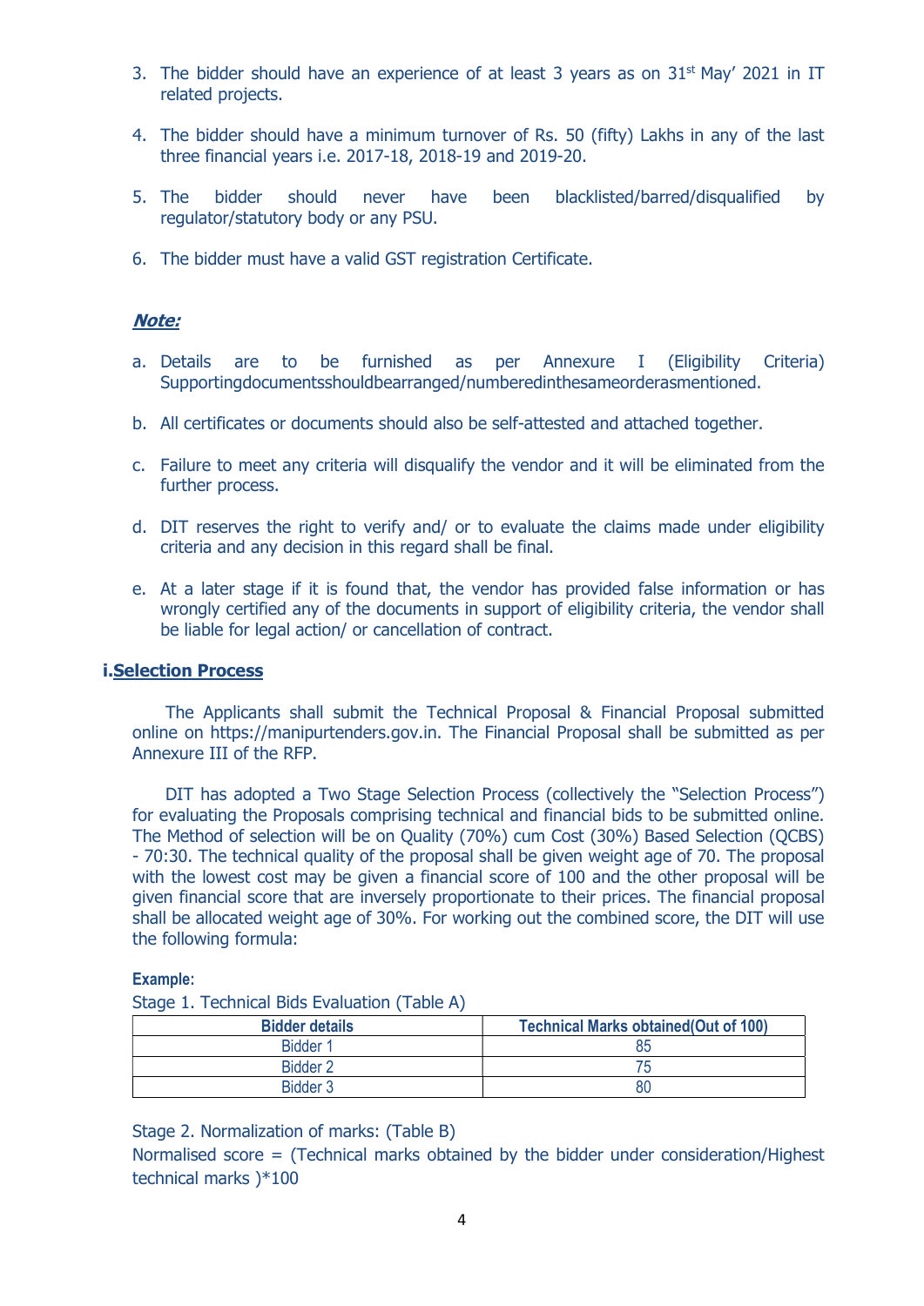3. The bidder should have an experience of at least 3 years as on 31st May' 2021 in IT related projects.

4. The bidder should have a minimum turnover of Rs. 50 (fifty) Lakhs in any of the last three financial years i.e. 2017-18, 2018-19 and 2019-20.

5. The bidder should never have been blacklisted/barred/disqualified by regulator/statutory body or any PSU.

6. The bidder must have a valid GST registration Certificate.

***Note:***

a. Details are to be furnished as per Annexure I (Eligibility Criteria) Supportingdocumentsshouldbearranged/numberedinthesameorderasmentioned.

b. All certificates or documents should also be self-attested and attached together.

c. Failure to meet any criteria will disqualify the vendor and it will be eliminated from the further process.

d. DIT reserves the right to verify and/ or to evaluate the claims made under eligibility criteria and any decision in this regard shall be final.

e. At a later stage if it is found that, the vendor has provided false information or has wrongly certified any of the documents in support of eligibility criteria, the vendor shall be liable for legal action/ or cancellation of contract.

### i. Selection Process

The Applicants shall submit the Technical Proposal & Financial Proposal submitted online on https://manipurtenders.gov.in. The Financial Proposal shall be submitted as per Annexure III of the RFP.

DIT has adopted a Two Stage Selection Process (collectively the "Selection Process") for evaluating the Proposals comprising technical and financial bids to be submitted online. The Method of selection will be on Quality (70%) cum Cost (30%) Based Selection (QCBS) - 70:30. The technical quality of the proposal shall be given weight age of 70. The proposal with the lowest cost may be given a financial score of 100 and the other proposal will be given financial score that are inversely proportionate to their prices. The financial proposal shall be allocated weight age of 30%. For working out the combined score, the DIT will use the following formula:

**Example:**

Stage 1. Technical Bids Evaluation (Table A)

| Bidder details | Technical Marks obtained(Out of 100) |
|---|---|
| Bidder 1 | 85 |
| Bidder 2 | 75 |
| Bidder 3 | 80 |

Stage 2. Normalization of marks: (Table B)

Normalised score = (Technical marks obtained by the bidder under consideration/Highest technical marks )*100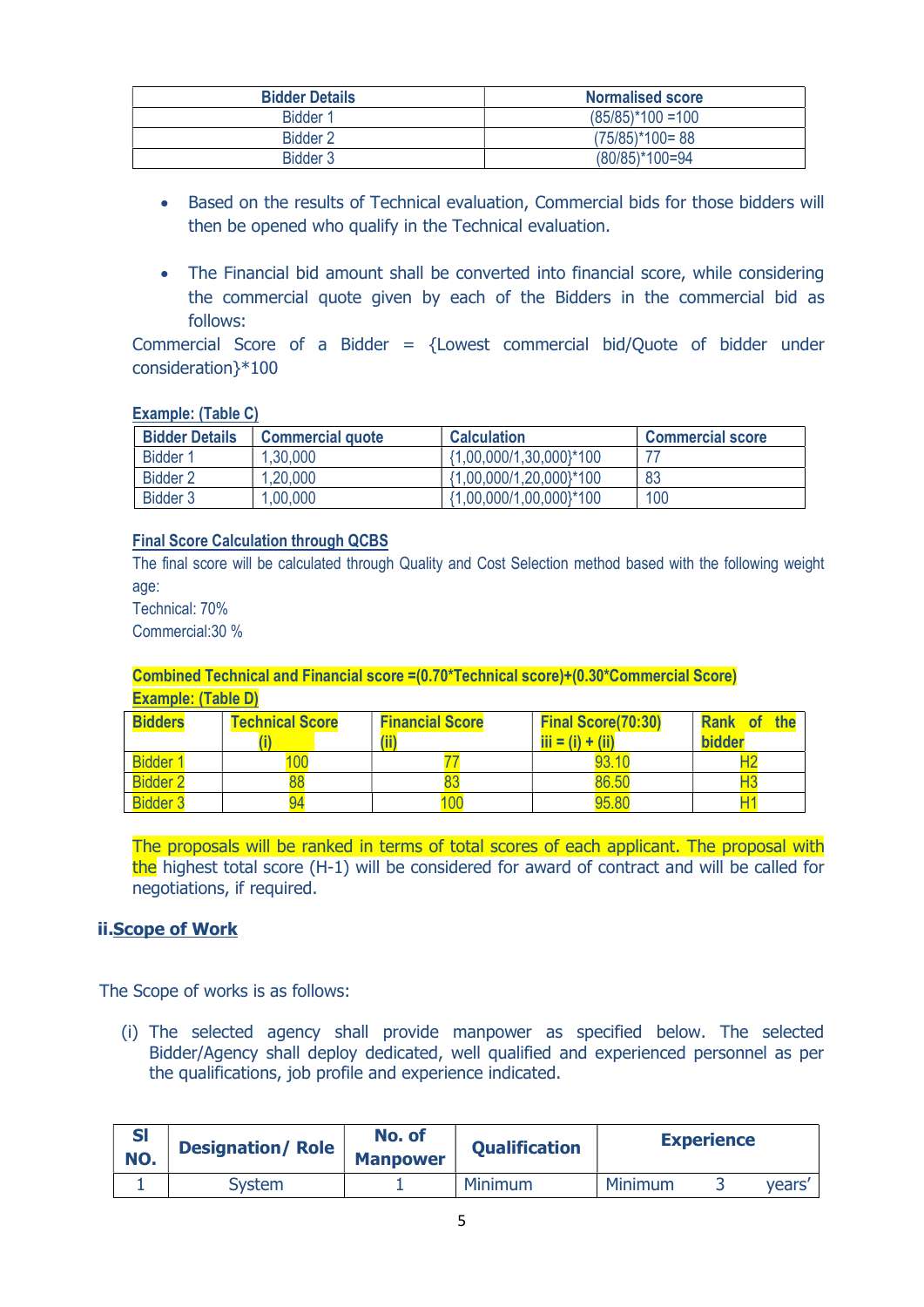| Bidder Details | Normalised score |
|---|---|
| Bidder 1 | (85/85)*100 =100 |
| Bidder 2 | (75/85)*100= 88 |
| Bidder 3 | (80/85)*100=94 |

- Based on the results of Technical evaluation, Commercial bids for those bidders will then be opened who qualify in the Technical evaluation.

- The Financial bid amount shall be converted into financial score, while considering the commercial quote given by each of the Bidders in the commercial bid as follows:

Commercial Score of a Bidder = {Lowest commercial bid/Quote of bidder under consideration}*100

**Example: (Table C)**

| Bidder Details | Commercial quote | Calculation | Commercial score |
|---|---|---|---|
| Bidder 1 | 1,30,000 | {1,00,000/1,30,000}*100 | 77 |
| Bidder 2 | 1,20,000 | {1,00,000/1,20,000}*100 | 83 |
| Bidder 3 | 1,00,000 | {1,00,000/1,00,000}*100 | 100 |

**Final Score Calculation through QCBS**

The final score will be calculated through Quality and Cost Selection method based with the following weight age:

Technical: 70%

Commercial:30 %

**Combined Technical and Financial score =(0.70*Technical score)+(0.30*Commercial Score)**

**Example: (Table D)**

| Bidders | Technical Score (i) | Financial Score (ii) | Final Score(70:30) iii = (i) + (ii) | Rank of the bidder |
|---|---|---|---|---|
| Bidder 1 | 100 | 77 | 93.10 | H2 |
| Bidder 2 | 88 | 83 | 86.50 | H3 |
| Bidder 3 | 94 | 100 | 95.80 | H1 |

The proposals will be ranked in terms of total scores of each applicant. The proposal with the highest total score (H-1) will be considered for award of contract and will be called for negotiations, if required.

## ii. Scope of Work

The Scope of works is as follows:

(i) The selected agency shall provide manpower as specified below. The selected Bidder/Agency shall deploy dedicated, well qualified and experienced personnel as per the qualifications, job profile and experience indicated.

| Sl NO. | Designation/ Role | No. of Manpower | Qualification | Experience |
|---|---|---|---|---|
| 1 | System | 1 | Minimum | Minimum 3 years' |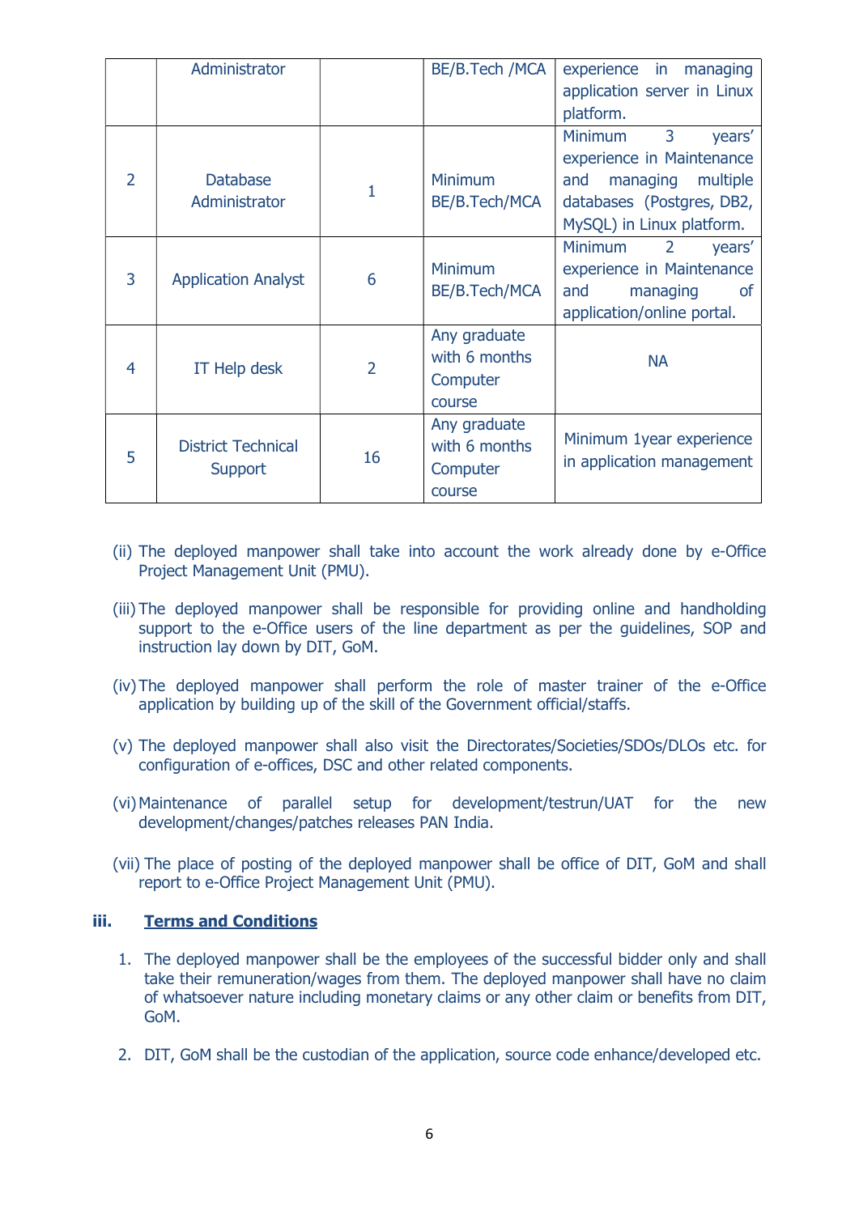| | | | | |
|---|---|---|---|---|
| | Administrator | | BE/B.Tech /MCA | experience in managing application server in Linux platform. |
| 2 | Database Administrator | 1 | Minimum BE/B.Tech/MCA | Minimum 3 years' experience in Maintenance and managing multiple databases (Postgres, DB2, MySQL) in Linux platform. |
| 3 | Application Analyst | 6 | Minimum BE/B.Tech/MCA | Minimum 2 years' experience in Maintenance and managing of application/online portal. |
| 4 | IT Help desk | 2 | Any graduate with 6 months Computer course | NA |
| 5 | District Technical Support | 16 | Any graduate with 6 months Computer course | Minimum 1year experience in application management |

(ii) The deployed manpower shall take into account the work already done by e-Office Project Management Unit (PMU).

(iii) The deployed manpower shall be responsible for providing online and handholding support to the e-Office users of the line department as per the guidelines, SOP and instruction lay down by DIT, GoM.

(iv) The deployed manpower shall perform the role of master trainer of the e-Office application by building up of the skill of the Government official/staffs.

(v) The deployed manpower shall also visit the Directorates/Societies/SDOs/DLOs etc. for configuration of e-offices, DSC and other related components.

(vi) Maintenance of parallel setup for development/testrun/UAT for the new development/changes/patches releases PAN India.

(vii) The place of posting of the deployed manpower shall be office of DIT, GoM and shall report to e-Office Project Management Unit (PMU).

### iii. Terms and Conditions

1. The deployed manpower shall be the employees of the successful bidder only and shall take their remuneration/wages from them. The deployed manpower shall have no claim of whatsoever nature including monetary claims or any other claim or benefits from DIT, GoM.
2. DIT, GoM shall be the custodian of the application, source code enhance/developed etc.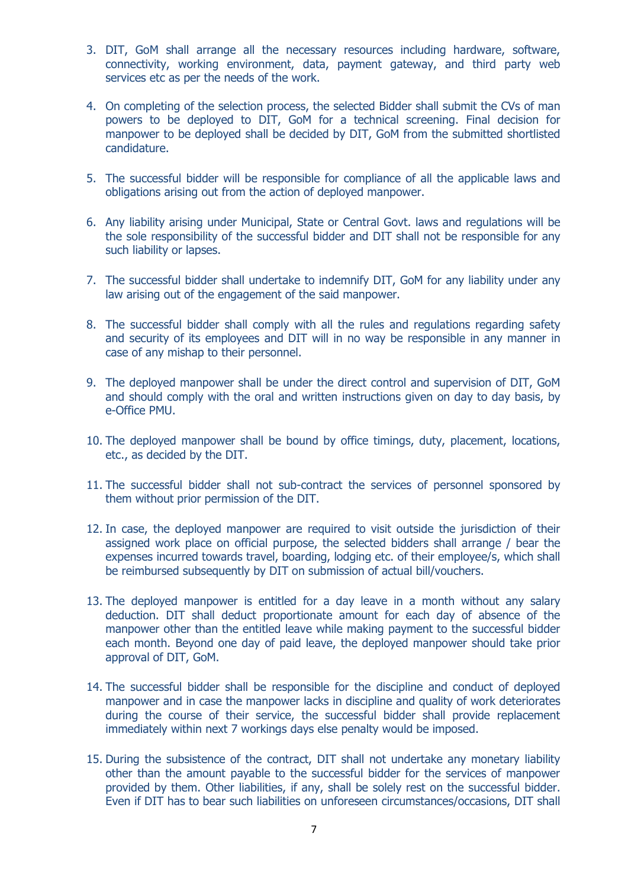3. DIT, GoM shall arrange all the necessary resources including hardware, software, connectivity, working environment, data, payment gateway, and third party web services etc as per the needs of the work.

4. On completing of the selection process, the selected Bidder shall submit the CVs of man powers to be deployed to DIT, GoM for a technical screening. Final decision for manpower to be deployed shall be decided by DIT, GoM from the submitted shortlisted candidature.

5. The successful bidder will be responsible for compliance of all the applicable laws and obligations arising out from the action of deployed manpower.

6. Any liability arising under Municipal, State or Central Govt. laws and regulations will be the sole responsibility of the successful bidder and DIT shall not be responsible for any such liability or lapses.

7. The successful bidder shall undertake to indemnify DIT, GoM for any liability under any law arising out of the engagement of the said manpower.

8. The successful bidder shall comply with all the rules and regulations regarding safety and security of its employees and DIT will in no way be responsible in any manner in case of any mishap to their personnel.

9. The deployed manpower shall be under the direct control and supervision of DIT, GoM and should comply with the oral and written instructions given on day to day basis, by e-Office PMU.

10. The deployed manpower shall be bound by office timings, duty, placement, locations, etc., as decided by the DIT.

11. The successful bidder shall not sub-contract the services of personnel sponsored by them without prior permission of the DIT.

12. In case, the deployed manpower are required to visit outside the jurisdiction of their assigned work place on official purpose, the selected bidders shall arrange / bear the expenses incurred towards travel, boarding, lodging etc. of their employee/s, which shall be reimbursed subsequently by DIT on submission of actual bill/vouchers.

13. The deployed manpower is entitled for a day leave in a month without any salary deduction. DIT shall deduct proportionate amount for each day of absence of the manpower other than the entitled leave while making payment to the successful bidder each month. Beyond one day of paid leave, the deployed manpower should take prior approval of DIT, GoM.

14. The successful bidder shall be responsible for the discipline and conduct of deployed manpower and in case the manpower lacks in discipline and quality of work deteriorates during the course of their service, the successful bidder shall provide replacement immediately within next 7 workings days else penalty would be imposed.

15. During the subsistence of the contract, DIT shall not undertake any monetary liability other than the amount payable to the successful bidder for the services of manpower provided by them. Other liabilities, if any, shall be solely rest on the successful bidder. Even if DIT has to bear such liabilities on unforeseen circumstances/occasions, DIT shall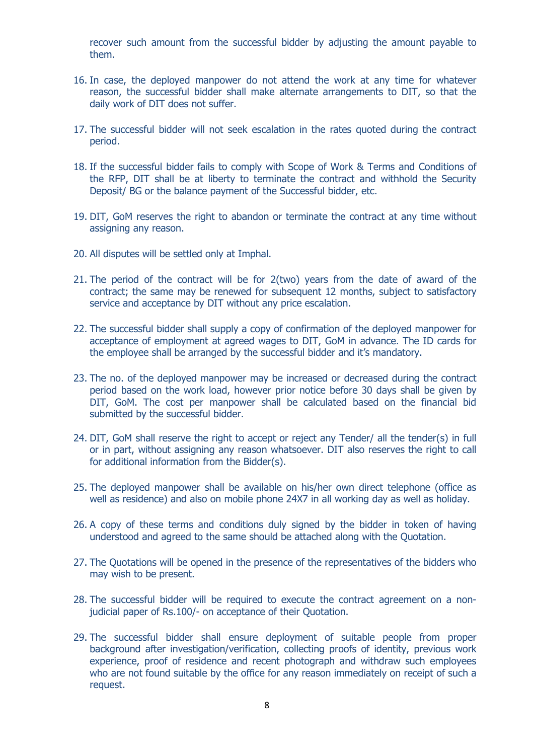recover such amount from the successful bidder by adjusting the amount payable to them.

16. In case, the deployed manpower do not attend the work at any time for whatever reason, the successful bidder shall make alternate arrangements to DIT, so that the daily work of DIT does not suffer.

17. The successful bidder will not seek escalation in the rates quoted during the contract period.

18. If the successful bidder fails to comply with Scope of Work & Terms and Conditions of the RFP, DIT shall be at liberty to terminate the contract and withhold the Security Deposit/ BG or the balance payment of the Successful bidder, etc.

19. DIT, GoM reserves the right to abandon or terminate the contract at any time without assigning any reason.

20. All disputes will be settled only at Imphal.

21. The period of the contract will be for 2(two) years from the date of award of the contract; the same may be renewed for subsequent 12 months, subject to satisfactory service and acceptance by DIT without any price escalation.

22. The successful bidder shall supply a copy of confirmation of the deployed manpower for acceptance of employment at agreed wages to DIT, GoM in advance. The ID cards for the employee shall be arranged by the successful bidder and it's mandatory.

23. The no. of the deployed manpower may be increased or decreased during the contract period based on the work load, however prior notice before 30 days shall be given by DIT, GoM. The cost per manpower shall be calculated based on the financial bid submitted by the successful bidder.

24. DIT, GoM shall reserve the right to accept or reject any Tender/ all the tender(s) in full or in part, without assigning any reason whatsoever. DIT also reserves the right to call for additional information from the Bidder(s).

25. The deployed manpower shall be available on his/her own direct telephone (office as well as residence) and also on mobile phone 24X7 in all working day as well as holiday.

26. A copy of these terms and conditions duly signed by the bidder in token of having understood and agreed to the same should be attached along with the Quotation.

27. The Quotations will be opened in the presence of the representatives of the bidders who may wish to be present.

28. The successful bidder will be required to execute the contract agreement on a non-judicial paper of Rs.100/- on acceptance of their Quotation.

29. The successful bidder shall ensure deployment of suitable people from proper background after investigation/verification, collecting proofs of identity, previous work experience, proof of residence and recent photograph and withdraw such employees who are not found suitable by the office for any reason immediately on receipt of such a request.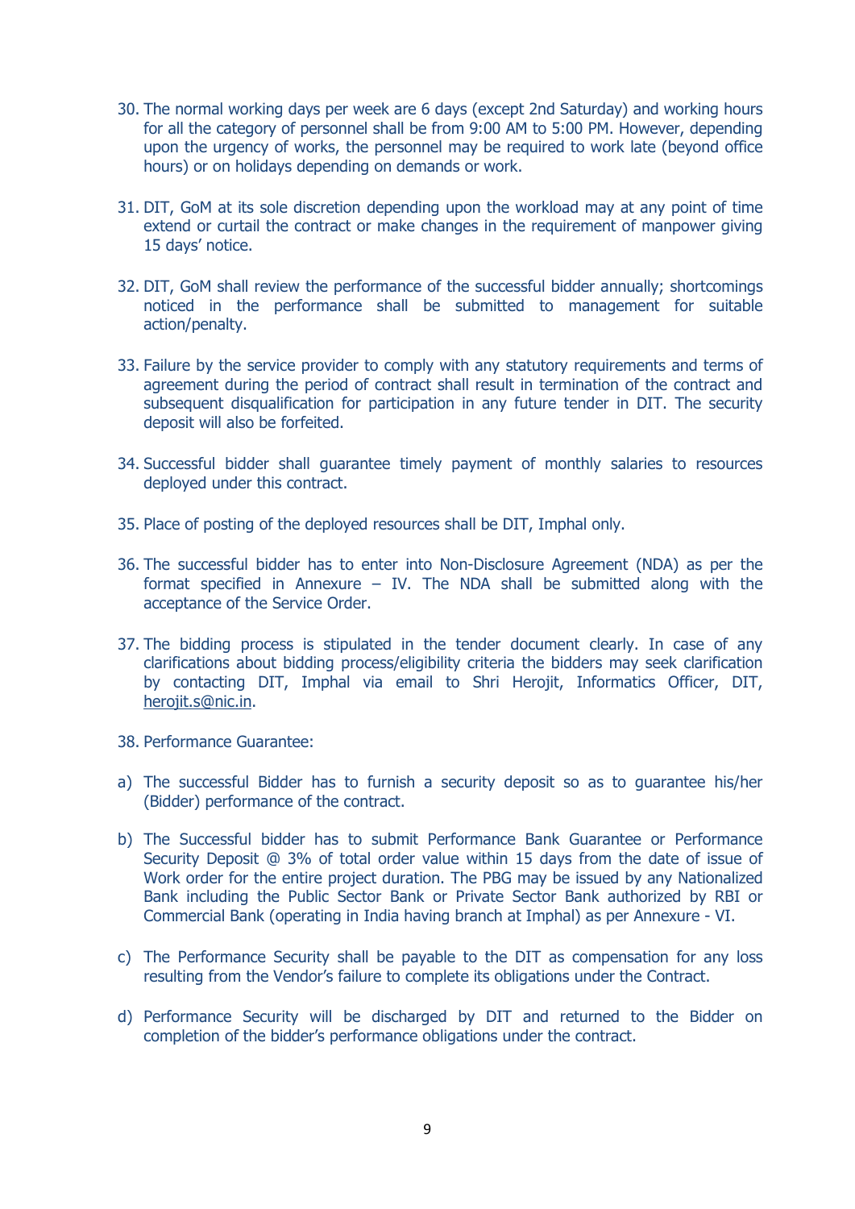30. The normal working days per week are 6 days (except 2nd Saturday) and working hours for all the category of personnel shall be from 9:00 AM to 5:00 PM. However, depending upon the urgency of works, the personnel may be required to work late (beyond office hours) or on holidays depending on demands or work.

31. DIT, GoM at its sole discretion depending upon the workload may at any point of time extend or curtail the contract or make changes in the requirement of manpower giving 15 days' notice.

32. DIT, GoM shall review the performance of the successful bidder annually; shortcomings noticed in the performance shall be submitted to management for suitable action/penalty.

33. Failure by the service provider to comply with any statutory requirements and terms of agreement during the period of contract shall result in termination of the contract and subsequent disqualification for participation in any future tender in DIT. The security deposit will also be forfeited.

34. Successful bidder shall guarantee timely payment of monthly salaries to resources deployed under this contract.

35. Place of posting of the deployed resources shall be DIT, Imphal only.

36. The successful bidder has to enter into Non-Disclosure Agreement (NDA) as per the format specified in Annexure – IV. The NDA shall be submitted along with the acceptance of the Service Order.

37. The bidding process is stipulated in the tender document clearly. In case of any clarifications about bidding process/eligibility criteria the bidders may seek clarification by contacting DIT, Imphal via email to Shri Herojit, Informatics Officer, DIT, herojit.s@nic.in.

38. Performance Guarantee:

a) The successful Bidder has to furnish a security deposit so as to guarantee his/her (Bidder) performance of the contract.

b) The Successful bidder has to submit Performance Bank Guarantee or Performance Security Deposit @ 3% of total order value within 15 days from the date of issue of Work order for the entire project duration. The PBG may be issued by any Nationalized Bank including the Public Sector Bank or Private Sector Bank authorized by RBI or Commercial Bank (operating in India having branch at Imphal) as per Annexure - VI.

c) The Performance Security shall be payable to the DIT as compensation for any loss resulting from the Vendor's failure to complete its obligations under the Contract.

d) Performance Security will be discharged by DIT and returned to the Bidder on completion of the bidder's performance obligations under the contract.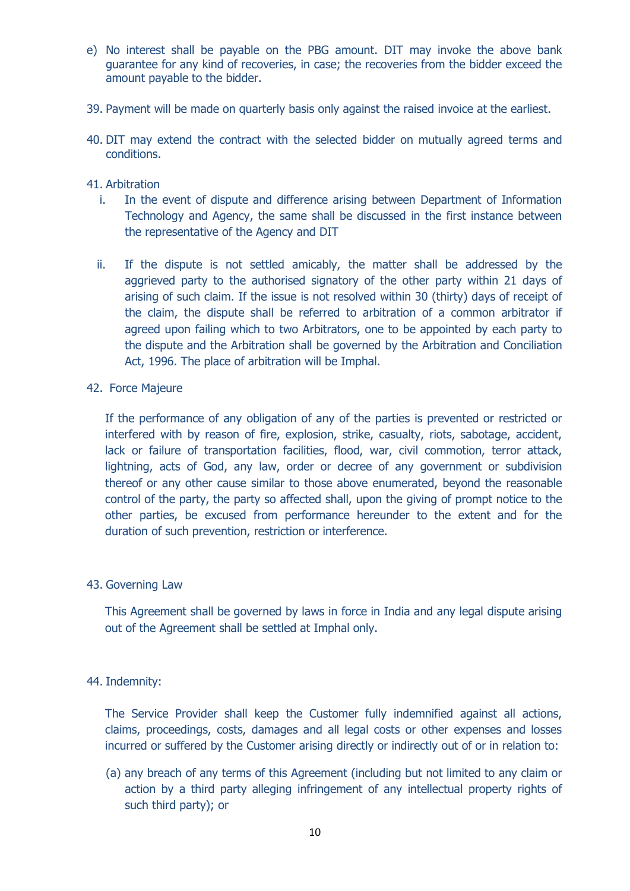e) No interest shall be payable on the PBG amount. DIT may invoke the above bank guarantee for any kind of recoveries, in case; the recoveries from the bidder exceed the amount payable to the bidder.

39. Payment will be made on quarterly basis only against the raised invoice at the earliest.

40. DIT may extend the contract with the selected bidder on mutually agreed terms and conditions.

41. Arbitration

    i. In the event of dispute and difference arising between Department of Information Technology and Agency, the same shall be discussed in the first instance between the representative of the Agency and DIT

    ii. If the dispute is not settled amicably, the matter shall be addressed by the aggrieved party to the authorised signatory of the other party within 21 days of arising of such claim. If the issue is not resolved within 30 (thirty) days of receipt of the claim, the dispute shall be referred to arbitration of a common arbitrator if agreed upon failing which to two Arbitrators, one to be appointed by each party to the dispute and the Arbitration shall be governed by the Arbitration and Conciliation Act, 1996. The place of arbitration will be Imphal.

42. Force Majeure

    If the performance of any obligation of any of the parties is prevented or restricted or interfered with by reason of fire, explosion, strike, casualty, riots, sabotage, accident, lack or failure of transportation facilities, flood, war, civil commotion, terror attack, lightning, acts of God, any law, order or decree of any government or subdivision thereof or any other cause similar to those above enumerated, beyond the reasonable control of the party, the party so affected shall, upon the giving of prompt notice to the other parties, be excused from performance hereunder to the extent and for the duration of such prevention, restriction or interference.

43. Governing Law

    This Agreement shall be governed by laws in force in India and any legal dispute arising out of the Agreement shall be settled at Imphal only.

44. Indemnity:

    The Service Provider shall keep the Customer fully indemnified against all actions, claims, proceedings, costs, damages and all legal costs or other expenses and losses incurred or suffered by the Customer arising directly or indirectly out of or in relation to:

    (a) any breach of any terms of this Agreement (including but not limited to any claim or action by a third party alleging infringement of any intellectual property rights of such third party); or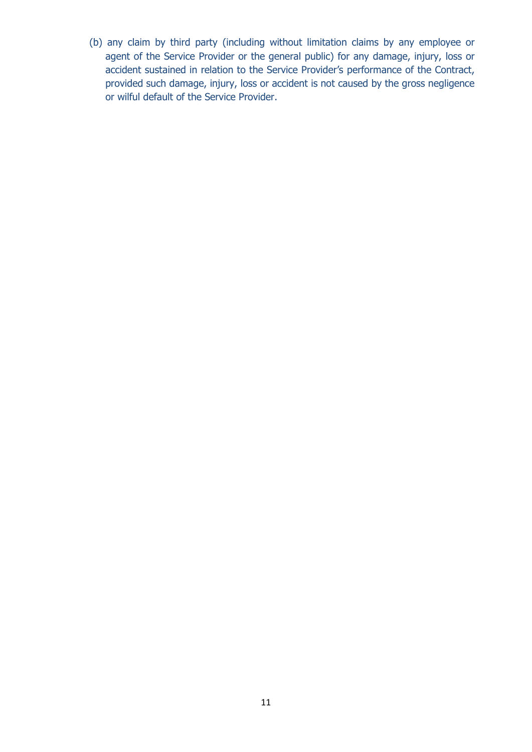(b) any claim by third party (including without limitation claims by any employee or agent of the Service Provider or the general public) for any damage, injury, loss or accident sustained in relation to the Service Provider's performance of the Contract, provided such damage, injury, loss or accident is not caused by the gross negligence or wilful default of the Service Provider.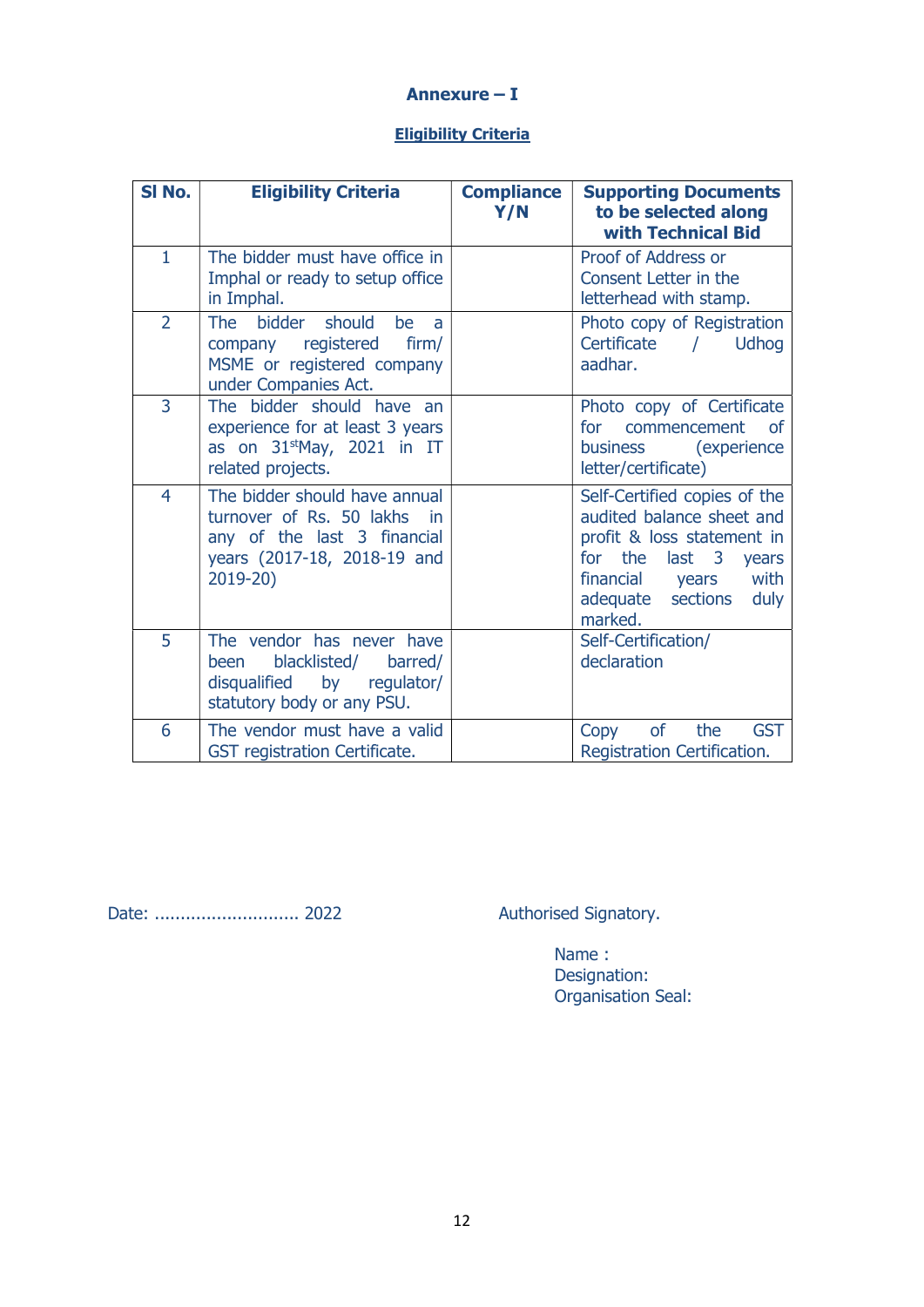# Annexure – I

## Eligibility Criteria

| Sl No. | Eligibility Criteria | Compliance Y/N | Supporting Documents to be selected along with Technical Bid |
|---|---|---|---|
| 1 | The bidder must have office in Imphal or ready to setup office in Imphal. | | Proof of Address or Consent Letter in the letterhead with stamp. |
| 2 | The bidder should be a company registered firm/ MSME or registered company under Companies Act. | | Photo copy of Registration Certificate / Udhog aadhar. |
| 3 | The bidder should have an experience for at least 3 years as on 31st May, 2021 in IT related projects. | | Photo copy of Certificate for commencement of business (experience letter/certificate) |
| 4 | The bidder should have annual turnover of Rs. 50 lakhs in any of the last 3 financial years (2017-18, 2018-19 and 2019-20) | | Self-Certified copies of the audited balance sheet and profit & loss statement in for the last 3 years financial years with adequate sections duly marked. |
| 5 | The vendor has never have been blacklisted/ barred/ disqualified by regulator/ statutory body or any PSU. | | Self-Certification/ declaration |
| 6 | The vendor must have a valid GST registration Certificate. | | Copy of the GST Registration Certification. |

Date: ............................ 2022

Authorised Signatory.

Name :

Designation:

Organisation Seal: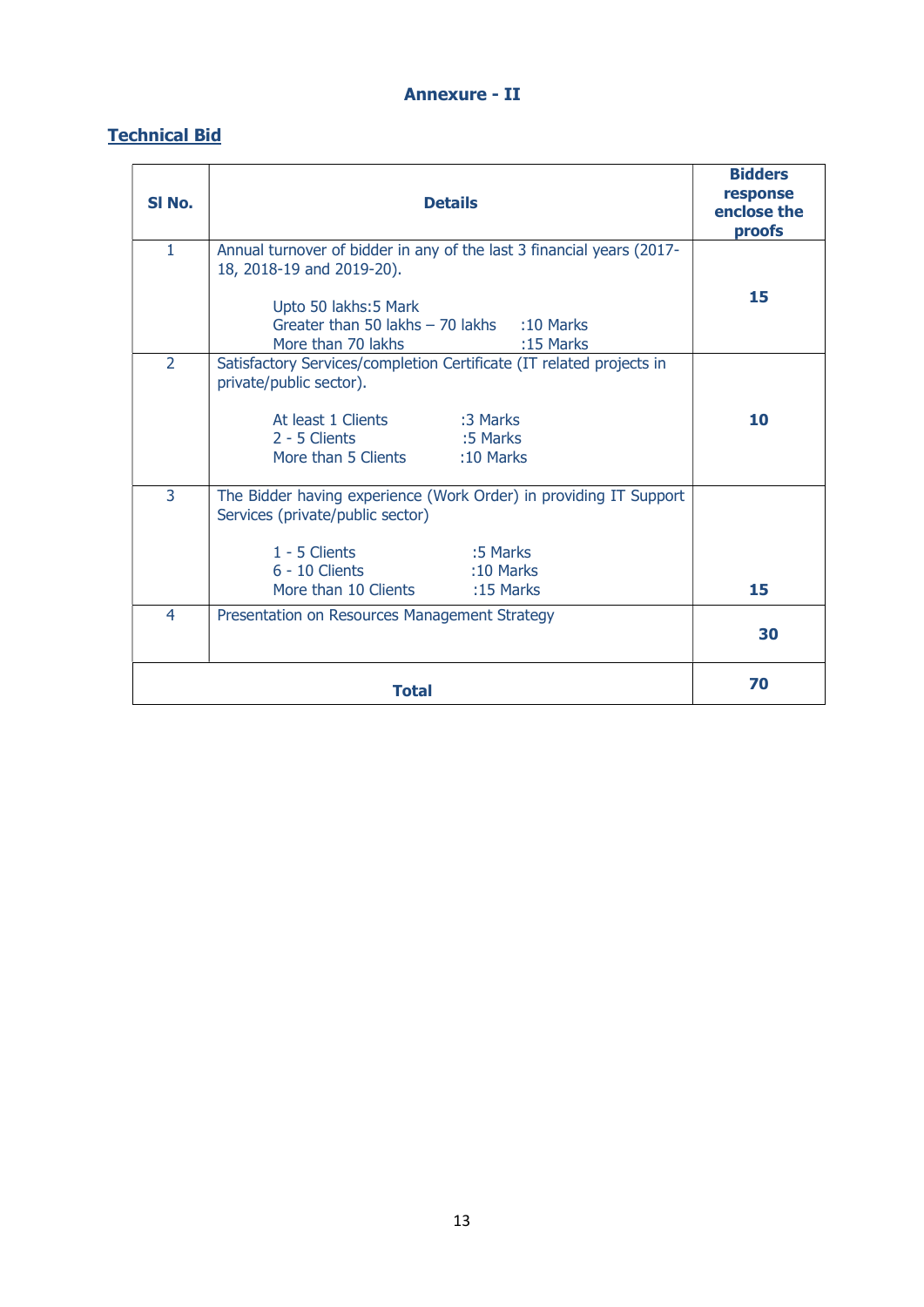### Annexure - II

## Technical Bid

| Sl No. | Details | Bidders response enclose the proofs |
|---|---|---|
| 1 | Annual turnover of bidder in any of the last 3 financial years (2017-18, 2018-19 and 2019-20).<br><br>Upto 50 lakhs:5 Mark<br>Greater than 50 lakhs – 70 lakhs :10 Marks<br>More than 70 lakhs :15 Marks | **15** |
| 2 | Satisfactory Services/completion Certificate (IT related projects in private/public sector).<br><br>At least 1 Clients :3 Marks<br>2 - 5 Clients :5 Marks<br>More than 5 Clients :10 Marks | **10** |
| 3 | The Bidder having experience (Work Order) in providing IT Support Services (private/public sector)<br><br>1 - 5 Clients :5 Marks<br>6 - 10 Clients :10 Marks<br>More than 10 Clients :15 Marks | **15** |
| 4 | Presentation on Resources Management Strategy | **30** |
| **Total** | | **70** |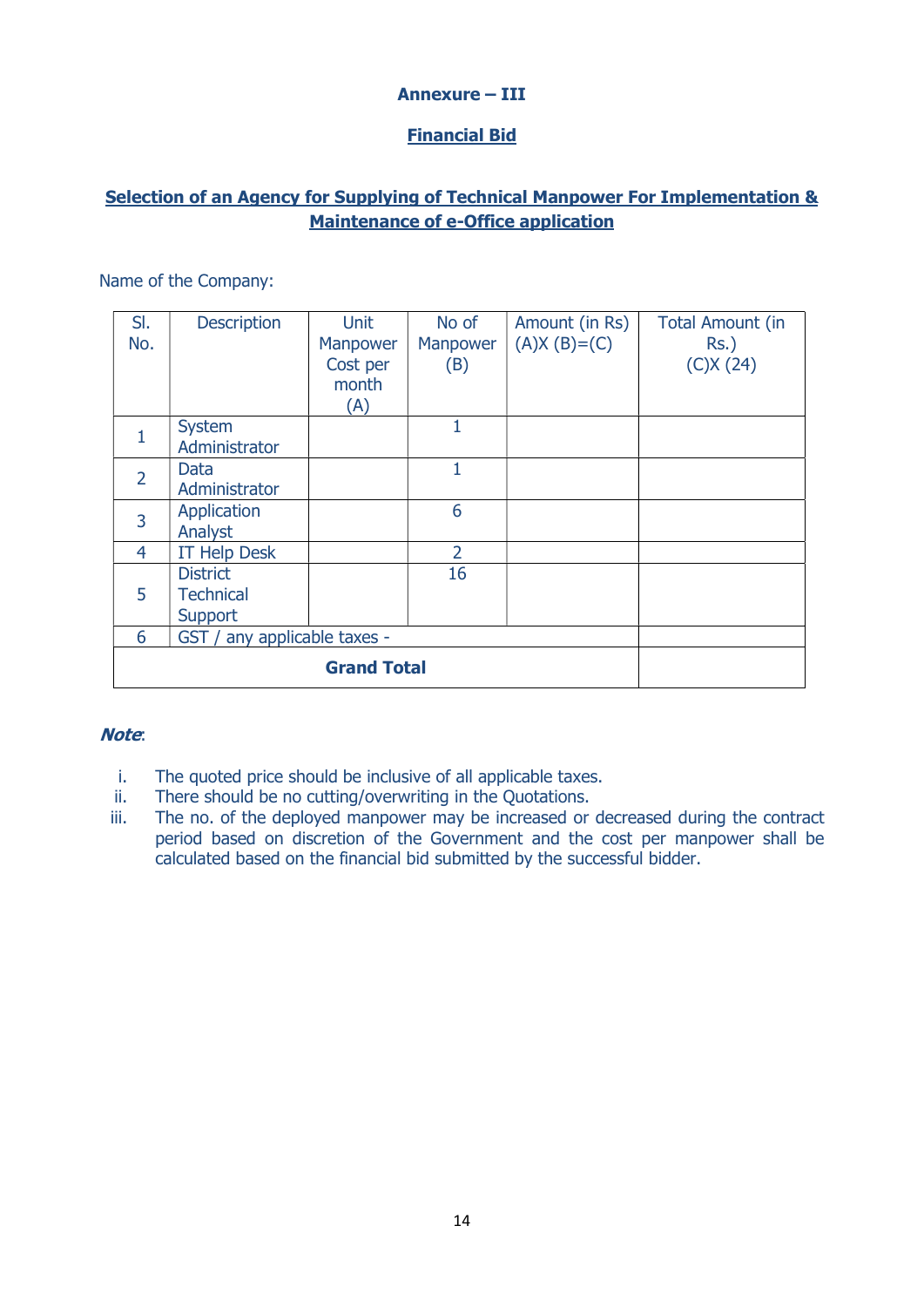## Annexure – III

## Financial Bid

## Selection of an Agency for Supplying of Technical Manpower For Implementation & Maintenance of e-Office application

Name of the Company:

| Sl. No. | Description | Unit Manpower Cost per month (A) | No of Manpower (B) | Amount (in Rs) (A)X (B)=(C) | Total Amount (in Rs.) (C)X (24) |
|---|---|---|---|---|---|
| 1 | System Administrator | | 1 | | |
| 2 | Data Administrator | | 1 | | |
| 3 | Application Analyst | | 6 | | |
| 4 | IT Help Desk | | 2 | | |
| 5 | District Technical Support | | 16 | | |
| 6 | GST / any applicable taxes - | | | | |
| **Grand Total** | | | | | |

***Note***:

i. The quoted price should be inclusive of all applicable taxes.
ii. There should be no cutting/overwriting in the Quotations.
iii. The no. of the deployed manpower may be increased or decreased during the contract period based on discretion of the Government and the cost per manpower shall be calculated based on the financial bid submitted by the successful bidder.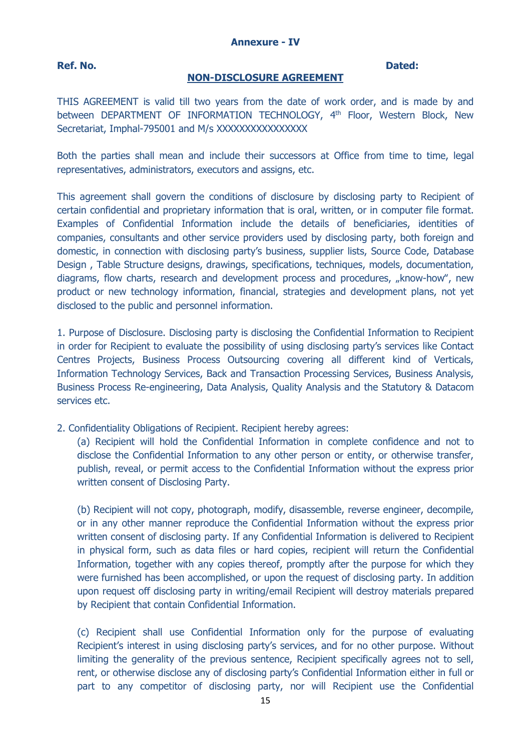**Annexure - IV**

**Ref. No.** **Dated:**

**NON-DISCLOSURE AGREEMENT**

THIS AGREEMENT is valid till two years from the date of work order, and is made by and between DEPARTMENT OF INFORMATION TECHNOLOGY, 4th Floor, Western Block, New Secretariat, Imphal-795001 and M/s XXXXXXXXXXXXXXX

Both the parties shall mean and include their successors at Office from time to time, legal representatives, administrators, executors and assigns, etc.

This agreement shall govern the conditions of disclosure by disclosing party to Recipient of certain confidential and proprietary information that is oral, written, or in computer file format. Examples of Confidential Information include the details of beneficiaries, identities of companies, consultants and other service providers used by disclosing party, both foreign and domestic, in connection with disclosing party's business, supplier lists, Source Code, Database Design , Table Structure designs, drawings, specifications, techniques, models, documentation, diagrams, flow charts, research and development process and procedures, „know-how", new product or new technology information, financial, strategies and development plans, not yet disclosed to the public and personnel information.

1. Purpose of Disclosure. Disclosing party is disclosing the Confidential Information to Recipient in order for Recipient to evaluate the possibility of using disclosing party's services like Contact Centres Projects, Business Process Outsourcing covering all different kind of Verticals, Information Technology Services, Back and Transaction Processing Services, Business Analysis, Business Process Re-engineering, Data Analysis, Quality Analysis and the Statutory & Datacom services etc.

2. Confidentiality Obligations of Recipient. Recipient hereby agrees:

(a) Recipient will hold the Confidential Information in complete confidence and not to disclose the Confidential Information to any other person or entity, or otherwise transfer, publish, reveal, or permit access to the Confidential Information without the express prior written consent of Disclosing Party.

(b) Recipient will not copy, photograph, modify, disassemble, reverse engineer, decompile, or in any other manner reproduce the Confidential Information without the express prior written consent of disclosing party. If any Confidential Information is delivered to Recipient in physical form, such as data files or hard copies, recipient will return the Confidential Information, together with any copies thereof, promptly after the purpose for which they were furnished has been accomplished, or upon the request of disclosing party. In addition upon request off disclosing party in writing/email Recipient will destroy materials prepared by Recipient that contain Confidential Information.

(c) Recipient shall use Confidential Information only for the purpose of evaluating Recipient's interest in using disclosing party's services, and for no other purpose. Without limiting the generality of the previous sentence, Recipient specifically agrees not to sell, rent, or otherwise disclose any of disclosing party's Confidential Information either in full or part to any competitor of disclosing party, nor will Recipient use the Confidential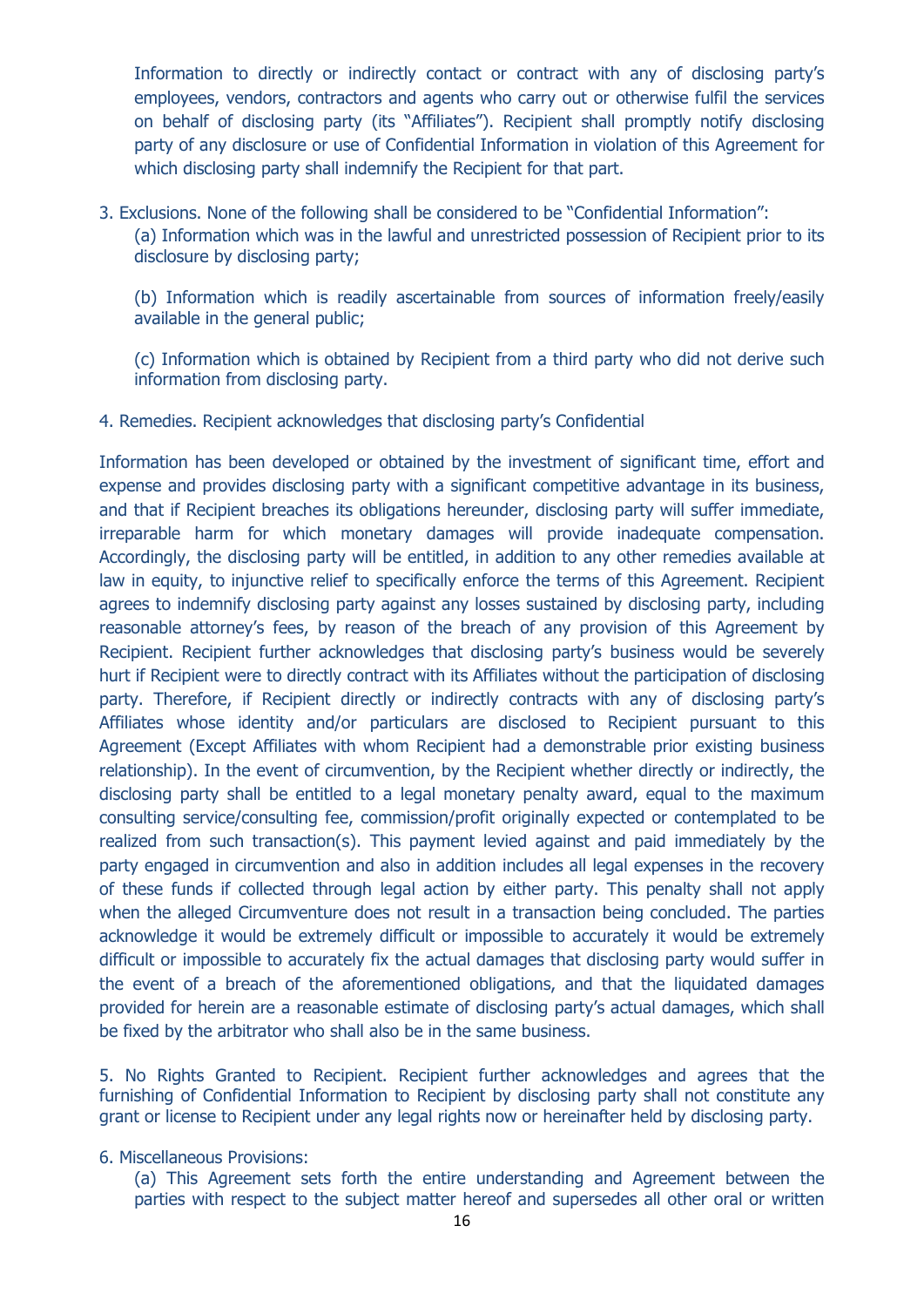Information to directly or indirectly contact or contract with any of disclosing party's employees, vendors, contractors and agents who carry out or otherwise fulfil the services on behalf of disclosing party (its "Affiliates"). Recipient shall promptly notify disclosing party of any disclosure or use of Confidential Information in violation of this Agreement for which disclosing party shall indemnify the Recipient for that part.

3. Exclusions. None of the following shall be considered to be "Confidential Information":
   (a) Information which was in the lawful and unrestricted possession of Recipient prior to its disclosure by disclosing party;

   (b) Information which is readily ascertainable from sources of information freely/easily available in the general public;

   (c) Information which is obtained by Recipient from a third party who did not derive such information from disclosing party.

4. Remedies. Recipient acknowledges that disclosing party's Confidential

Information has been developed or obtained by the investment of significant time, effort and expense and provides disclosing party with a significant competitive advantage in its business, and that if Recipient breaches its obligations hereunder, disclosing party will suffer immediate, irreparable harm for which monetary damages will provide inadequate compensation. Accordingly, the disclosing party will be entitled, in addition to any other remedies available at law in equity, to injunctive relief to specifically enforce the terms of this Agreement. Recipient agrees to indemnify disclosing party against any losses sustained by disclosing party, including reasonable attorney's fees, by reason of the breach of any provision of this Agreement by Recipient. Recipient further acknowledges that disclosing party's business would be severely hurt if Recipient were to directly contract with its Affiliates without the participation of disclosing party. Therefore, if Recipient directly or indirectly contracts with any of disclosing party's Affiliates whose identity and/or particulars are disclosed to Recipient pursuant to this Agreement (Except Affiliates with whom Recipient had a demonstrable prior existing business relationship). In the event of circumvention, by the Recipient whether directly or indirectly, the disclosing party shall be entitled to a legal monetary penalty award, equal to the maximum consulting service/consulting fee, commission/profit originally expected or contemplated to be realized from such transaction(s). This payment levied against and paid immediately by the party engaged in circumvention and also in addition includes all legal expenses in the recovery of these funds if collected through legal action by either party. This penalty shall not apply when the alleged Circumventure does not result in a transaction being concluded. The parties acknowledge it would be extremely difficult or impossible to accurately it would be extremely difficult or impossible to accurately fix the actual damages that disclosing party would suffer in the event of a breach of the aforementioned obligations, and that the liquidated damages provided for herein are a reasonable estimate of disclosing party's actual damages, which shall be fixed by the arbitrator who shall also be in the same business.

5. No Rights Granted to Recipient. Recipient further acknowledges and agrees that the furnishing of Confidential Information to Recipient by disclosing party shall not constitute any grant or license to Recipient under any legal rights now or hereinafter held by disclosing party.

6. Miscellaneous Provisions:
   (a) This Agreement sets forth the entire understanding and Agreement between the parties with respect to the subject matter hereof and supersedes all other oral or written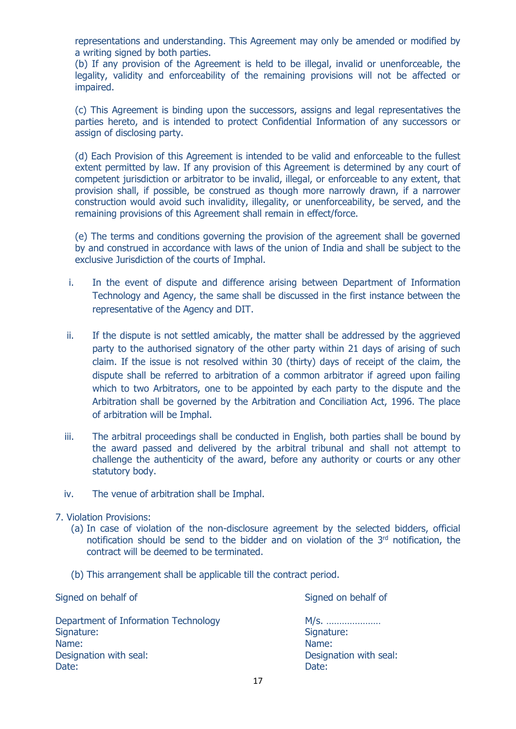representations and understanding. This Agreement may only be amended or modified by a writing signed by both parties.

(b) If any provision of the Agreement is held to be illegal, invalid or unenforceable, the legality, validity and enforceability of the remaining provisions will not be affected or impaired.

(c) This Agreement is binding upon the successors, assigns and legal representatives the parties hereto, and is intended to protect Confidential Information of any successors or assign of disclosing party.

(d) Each Provision of this Agreement is intended to be valid and enforceable to the fullest extent permitted by law. If any provision of this Agreement is determined by any court of competent jurisdiction or arbitrator to be invalid, illegal, or enforceable to any extent, that provision shall, if possible, be construed as though more narrowly drawn, if a narrower construction would avoid such invalidity, illegality, or unenforceability, be served, and the remaining provisions of this Agreement shall remain in effect/force.

(e) The terms and conditions governing the provision of the agreement shall be governed by and construed in accordance with laws of the union of India and shall be subject to the exclusive Jurisdiction of the courts of Imphal.

i. In the event of dispute and difference arising between Department of Information Technology and Agency, the same shall be discussed in the first instance between the representative of the Agency and DIT.

ii. If the dispute is not settled amicably, the matter shall be addressed by the aggrieved party to the authorised signatory of the other party within 21 days of arising of such claim. If the issue is not resolved within 30 (thirty) days of receipt of the claim, the dispute shall be referred to arbitration of a common arbitrator if agreed upon failing which to two Arbitrators, one to be appointed by each party to the dispute and the Arbitration shall be governed by the Arbitration and Conciliation Act, 1996. The place of arbitration will be Imphal.

iii. The arbitral proceedings shall be conducted in English, both parties shall be bound by the award passed and delivered by the arbitral tribunal and shall not attempt to challenge the authenticity of the award, before any authority or courts or any other statutory body.

iv. The venue of arbitration shall be Imphal.

7. Violation Provisions:

(a) In case of violation of the non-disclosure agreement by the selected bidders, official notification should be send to the bidder and on violation of the 3rd notification, the contract will be deemed to be terminated.

(b) This arrangement shall be applicable till the contract period.

Signed on behalf of

Department of Information Technology
Signature:
Name:
Designation with seal:
Date:

Signed on behalf of

M/s. …………………
Signature:
Name:
Designation with seal:
Date: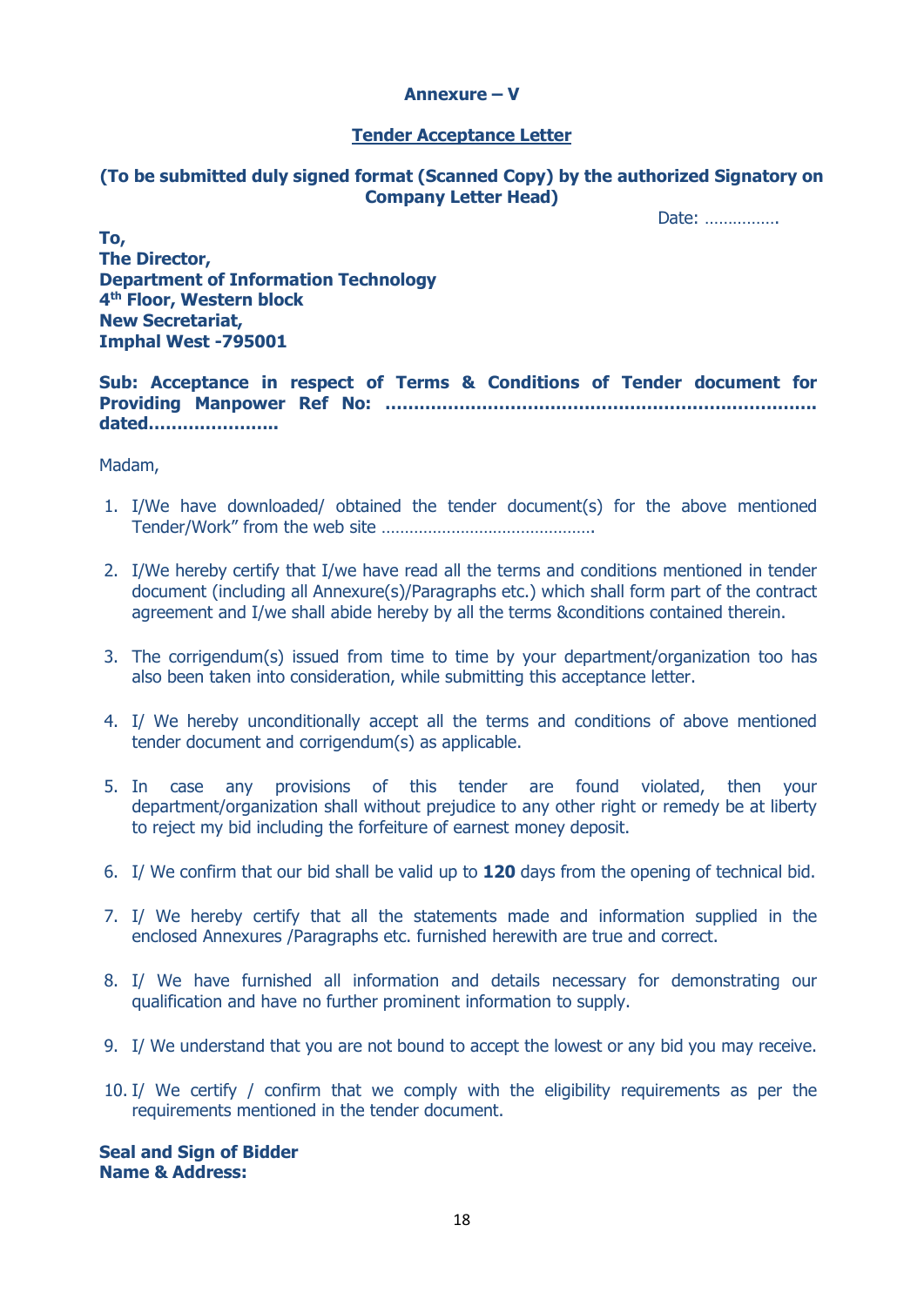**Annexure – V**

**Tender Acceptance Letter**

**(To be submitted duly signed format (Scanned Copy) by the authorized Signatory on Company Letter Head)**

Date: …………….

**To,**
**The Director,**
**Department of Information Technology**
**4th Floor, Western block**
**New Secretariat,**
**Imphal West -795001**

**Sub: Acceptance in respect of Terms & Conditions of Tender document for Providing Manpower Ref No: ……………………………………………………………… dated………………….**

Madam,

1. I/We have downloaded/ obtained the tender document(s) for the above mentioned Tender/Work" from the web site ……………………………………….
2. I/We hereby certify that I/we have read all the terms and conditions mentioned in tender document (including all Annexure(s)/Paragraphs etc.) which shall form part of the contract agreement and I/we shall abide hereby by all the terms &conditions contained therein.
3. The corrigendum(s) issued from time to time by your department/organization too has also been taken into consideration, while submitting this acceptance letter.
4. I/ We hereby unconditionally accept all the terms and conditions of above mentioned tender document and corrigendum(s) as applicable.
5. In case any provisions of this tender are found violated, then your department/organization shall without prejudice to any other right or remedy be at liberty to reject my bid including the forfeiture of earnest money deposit.
6. I/ We confirm that our bid shall be valid up to **120** days from the opening of technical bid.
7. I/ We hereby certify that all the statements made and information supplied in the enclosed Annexures /Paragraphs etc. furnished herewith are true and correct.
8. I/ We have furnished all information and details necessary for demonstrating our qualification and have no further prominent information to supply.
9. I/ We understand that you are not bound to accept the lowest or any bid you may receive.
10. I/ We certify / confirm that we comply with the eligibility requirements as per the requirements mentioned in the tender document.

**Seal and Sign of Bidder**
**Name & Address:**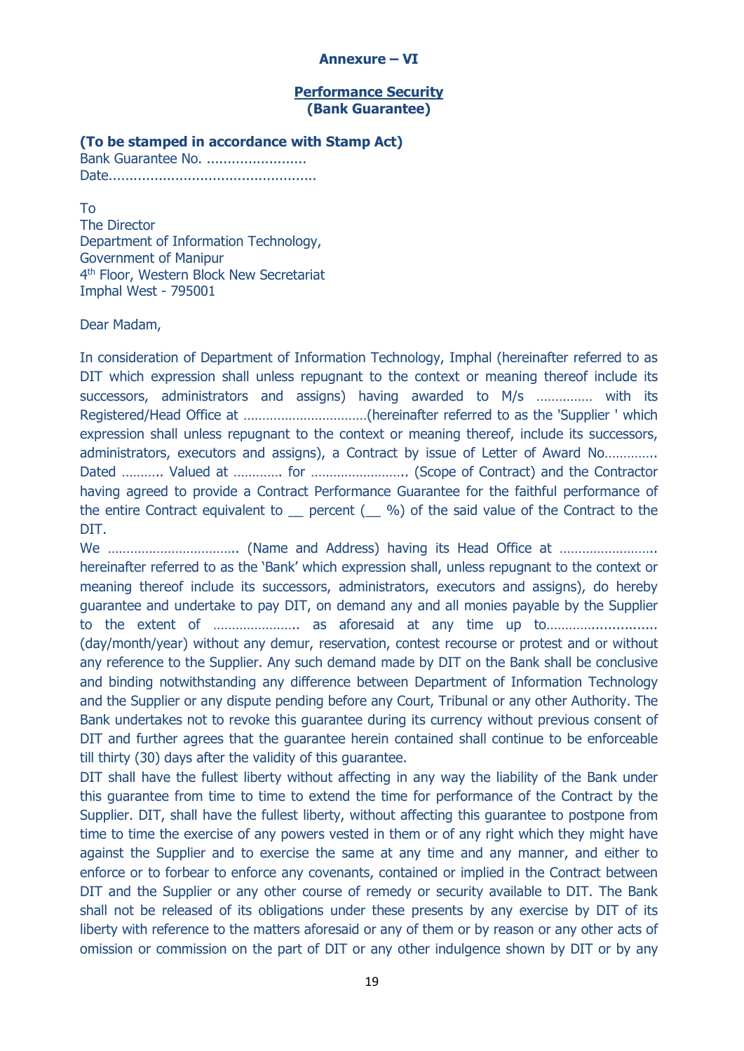**Annexure – VI**

**Performance Security**
**(Bank Guarantee)**

**(To be stamped in accordance with Stamp Act)**
Bank Guarantee No. ........................
Date.................................................

To
The Director
Department of Information Technology,
Government of Manipur
4th Floor, Western Block New Secretariat
Imphal West - 795001

Dear Madam,

In consideration of Department of Information Technology, Imphal (hereinafter referred to as DIT which expression shall unless repugnant to the context or meaning thereof include its successors, administrators and assigns) having awarded to M/s …………… with its Registered/Head Office at ……………………………(hereinafter referred to as the 'Supplier ' which expression shall unless repugnant to the context or meaning thereof, include its successors, administrators, executors and assigns), a Contract by issue of Letter of Award No…………. Dated ……….. Valued at …………. for …………………….. (Scope of Contract) and the Contractor having agreed to provide a Contract Performance Guarantee for the faithful performance of the entire Contract equivalent to __ percent (__ %) of the said value of the Contract to the DIT.

We …………………………….. (Name and Address) having its Head Office at …………………….. hereinafter referred to as the 'Bank' which expression shall, unless repugnant to the context or meaning thereof include its successors, administrators, executors and assigns), do hereby guarantee and undertake to pay DIT, on demand any and all monies payable by the Supplier to the extent of ………………….. as aforesaid at any time up to……….................. (day/month/year) without any demur, reservation, contest recourse or protest and or without any reference to the Supplier. Any such demand made by DIT on the Bank shall be conclusive and binding notwithstanding any difference between Department of Information Technology and the Supplier or any dispute pending before any Court, Tribunal or any other Authority. The Bank undertakes not to revoke this guarantee during its currency without previous consent of DIT and further agrees that the guarantee herein contained shall continue to be enforceable till thirty (30) days after the validity of this guarantee.

DIT shall have the fullest liberty without affecting in any way the liability of the Bank under this guarantee from time to time to extend the time for performance of the Contract by the Supplier. DIT, shall have the fullest liberty, without affecting this guarantee to postpone from time to time the exercise of any powers vested in them or of any right which they might have against the Supplier and to exercise the same at any time and any manner, and either to enforce or to forbear to enforce any covenants, contained or implied in the Contract between DIT and the Supplier or any other course of remedy or security available to DIT. The Bank shall not be released of its obligations under these presents by any exercise by DIT of its liberty with reference to the matters aforesaid or any of them or by reason or any other acts of omission or commission on the part of DIT or any other indulgence shown by DIT or by any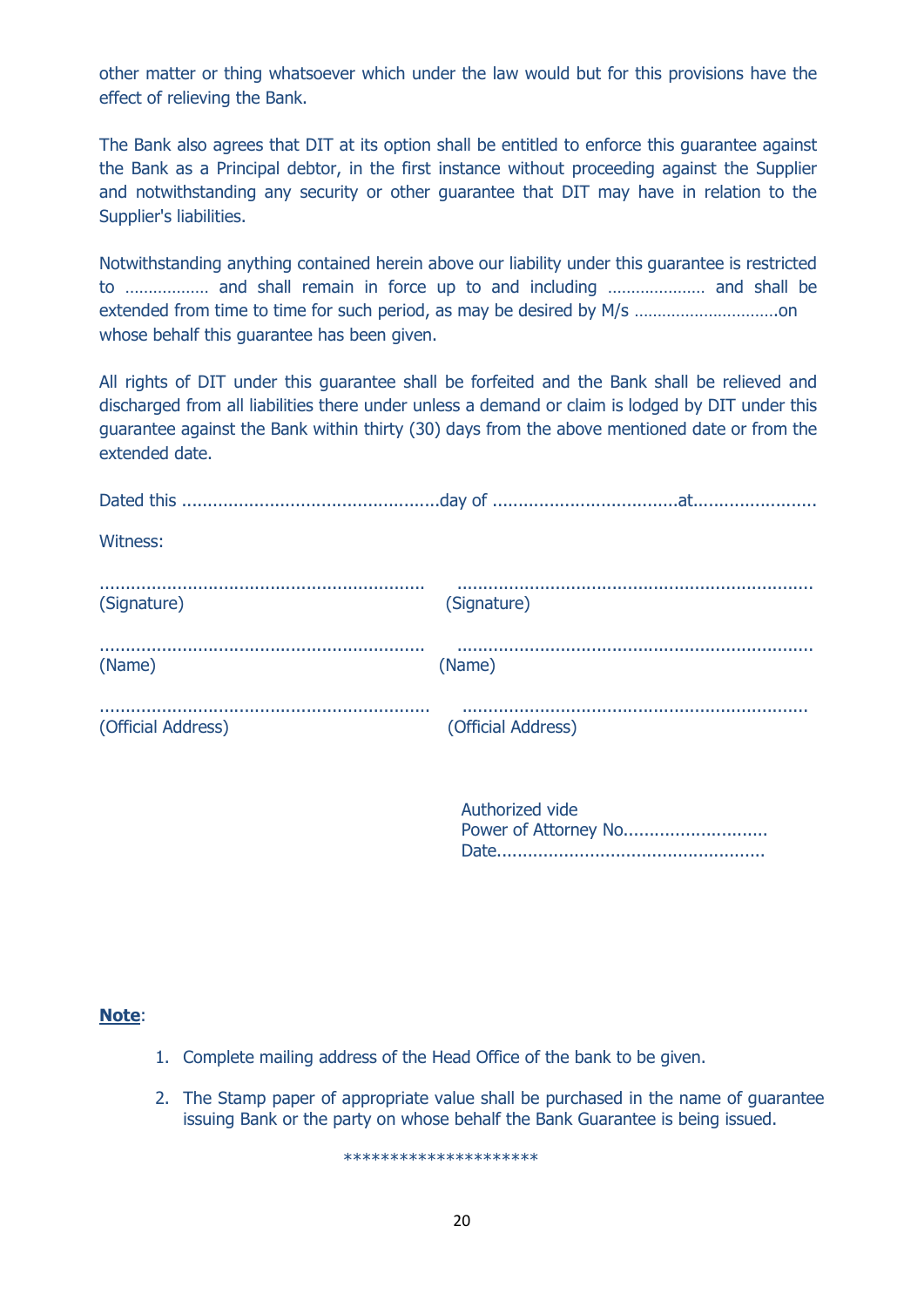other matter or thing whatsoever which under the law would but for this provisions have the effect of relieving the Bank.

The Bank also agrees that DIT at its option shall be entitled to enforce this guarantee against the Bank as a Principal debtor, in the first instance without proceeding against the Supplier and notwithstanding any security or other guarantee that DIT may have in relation to the Supplier's liabilities.

Notwithstanding anything contained herein above our liability under this guarantee is restricted to ……………… and shall remain in force up to and including ………………… and shall be extended from time to time for such period, as may be desired by M/s …………………………on whose behalf this guarantee has been given.

All rights of DIT under this guarantee shall be forfeited and the Bank shall be relieved and discharged from all liabilities there under unless a demand or claim is lodged by DIT under this guarantee against the Bank within thirty (30) days from the above mentioned date or from the extended date.

Dated this ..................................................day of ...................................at........................

Witness:

| | |
|---|---|
| .............................................................. (Signature) | ..................................................................... (Signature) |
| .............................................................. (Name) | ..................................................................... (Name) |
| ............................................................... (Official Address) | .................................................................. (Official Address) |

Authorized vide
Power of Attorney No............................
Date...................................................

**Note**:

1. Complete mailing address of the Head Office of the bank to be given.
2. The Stamp paper of appropriate value shall be purchased in the name of guarantee issuing Bank or the party on whose behalf the Bank Guarantee is being issued.

*********************